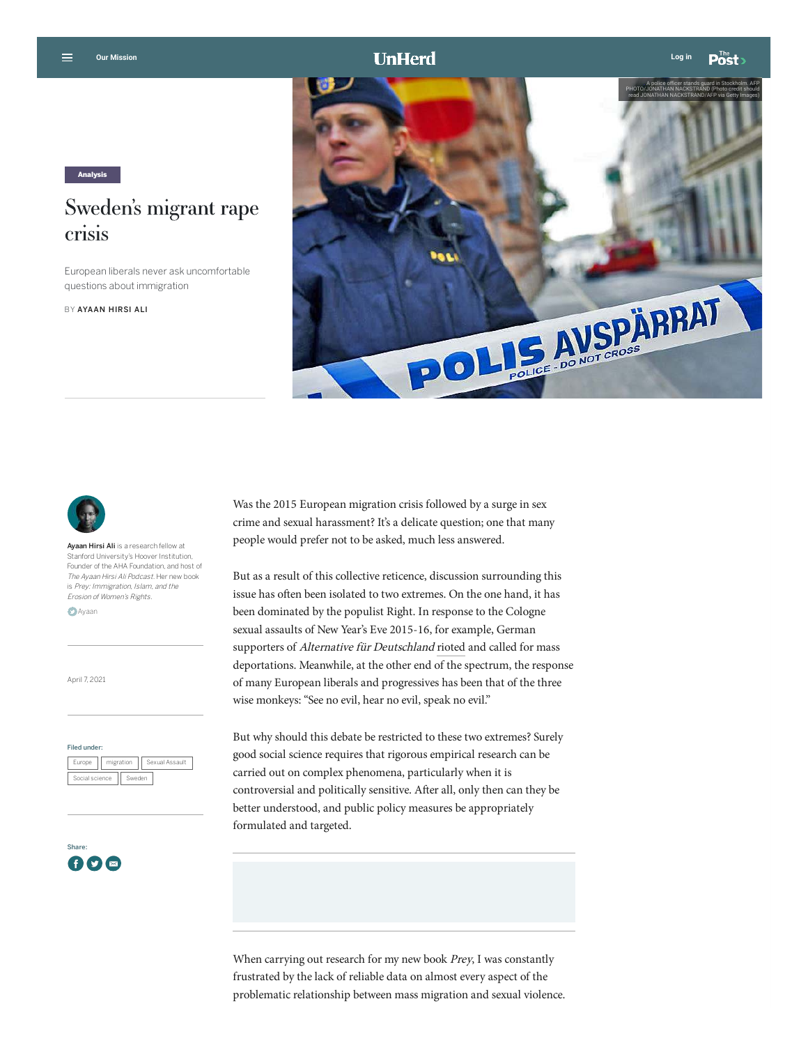Analysis

# Sweden's migrant rape crisis

European liberals never ask uncomfortable questions about immigration

BY AYAAN HIRSI ALI

A police officer stands guard in Stockholm. AFP PHOTO/JONATHAN NACKSTRAND (Photo credit should read JONATHAN NACKSTRAND/AFP via Getty Images)

**Ayaan Hirsi Ali** is a research fellow at Stanford University's Hoover Institution, Founder of the AHA Foundation, and host of *The Ayaan Hirsi Ali Podcast*. Her new book is *Prey: Immigration, Islam, and the Erosion of Women's Rights*.

Ayaan

April 7, 2021

Filed under: Europe, migration, Sexual Assault, Social science, Sweden

Was the 2015 European migration crisis followed by a surge in sex crime and sexual harassment? It's a delicate question; one that many people would prefer not to be asked, much less answered.

But as a result of this collective reticence, discussion surrounding this issue has often been isolated to two extremes. On the one hand, it has been dominated by the populist Right. In response to the Cologne sexual assaults of New Year's Eve 2015-16, for example, German supporters of *Alternative für Deutschland* rioted and called for mass deportations. Meanwhile, at the other end of the spectrum, the response of many European liberals and progressives has been that of the three wise monkeys: "See no evil, hear no evil, speak no evil."

But why should this debate be restricted to these two extremes? Surely good social science requires that rigorous empirical research can be carried out on complex phenomena, particularly when it is controversial and politically sensitive. After all, only then can they be better understood, and public policy measures be appropriately formulated and targeted.

When carrying out research for my new book *Prey*, I was constantly frustrated by the lack of reliable data on almost every aspect of the problematic relationship between mass migration and sexual violence.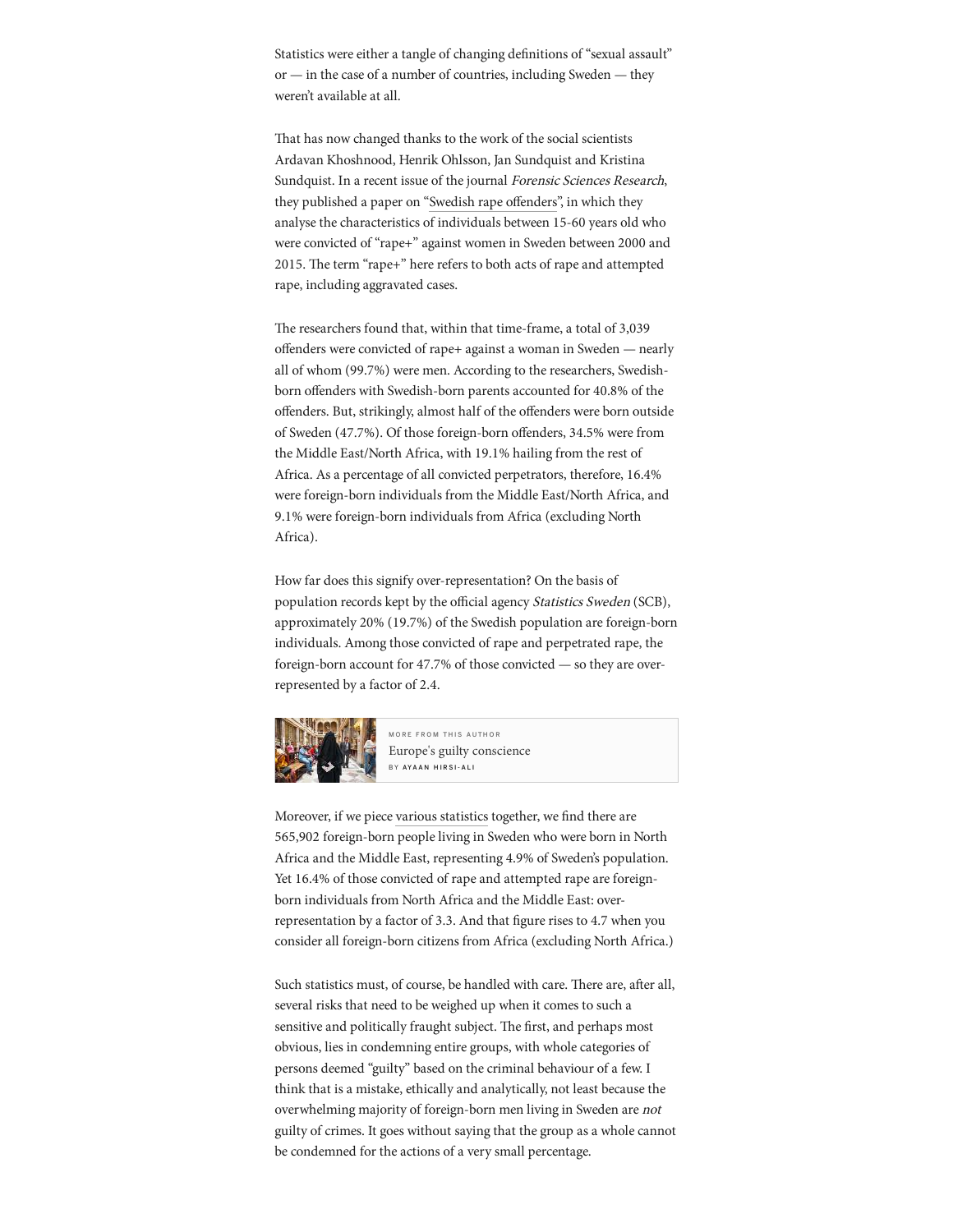Statistics were either a tangle of changing definitions of "sexual assault" or — in the case of a number of countries, including Sweden — they weren't available at all.

That has now changed thanks to the work of the social scientists Ardavan Khoshnood, Henrik Ohlsson, Jan Sundquist and Kristina Sundquist. In a recent issue of the journal *Forensic Sciences Research*, they published a paper on "Swedish rape offenders", in which they analyse the characteristics of individuals between 15-60 years old who were convicted of "rape+" against women in Sweden between 2000 and 2015. The term "rape+" here refers to both acts of rape and attempted rape, including aggravated cases.

The researchers found that, within that time-frame, a total of 3,039 offenders were convicted of rape+ against a woman in Sweden — nearly all of whom (99.7%) were men. According to the researchers, Swedish-born offenders with Swedish-born parents accounted for 40.8% of the offenders. But, strikingly, almost half of the offenders were born outside of Sweden (47.7%). Of those foreign-born offenders, 34.5% were from the Middle East/North Africa, with 19.1% hailing from the rest of Africa. As a percentage of all convicted perpetrators, therefore, 16.4% were foreign-born individuals from the Middle East/North Africa, and 9.1% were foreign-born individuals from Africa (excluding North Africa).

How far does this signify over-representation? On the basis of population records kept by the official agency *Statistics Sweden* (SCB), approximately 20% (19.7%) of the Swedish population are foreign-born individuals. Among those convicted of rape and perpetrated rape, the foreign-born account for 47.7% of those convicted — so they are over-represented by a factor of 2.4.

MORE FROM THIS AUTHOR
Europe's guilty conscience
BY AYAAN HIRSI-ALI

Moreover, if we piece various statistics together, we find there are 565,902 foreign-born people living in Sweden who were born in North Africa and the Middle East, representing 4.9% of Sweden's population. Yet 16.4% of those convicted of rape and attempted rape are foreign-born individuals from North Africa and the Middle East: over-representation by a factor of 3.3. And that figure rises to 4.7 when you consider all foreign-born citizens from Africa (excluding North Africa.)

Such statistics must, of course, be handled with care. There are, after all, several risks that need to be weighed up when it comes to such a sensitive and politically fraught subject. The first, and perhaps most obvious, lies in condemning entire groups, with whole categories of persons deemed "guilty" based on the criminal behaviour of a few. I think that is a mistake, ethically and analytically, not least because the overwhelming majority of foreign-born men living in Sweden are *not* guilty of crimes. It goes without saying that the group as a whole cannot be condemned for the actions of a very small percentage.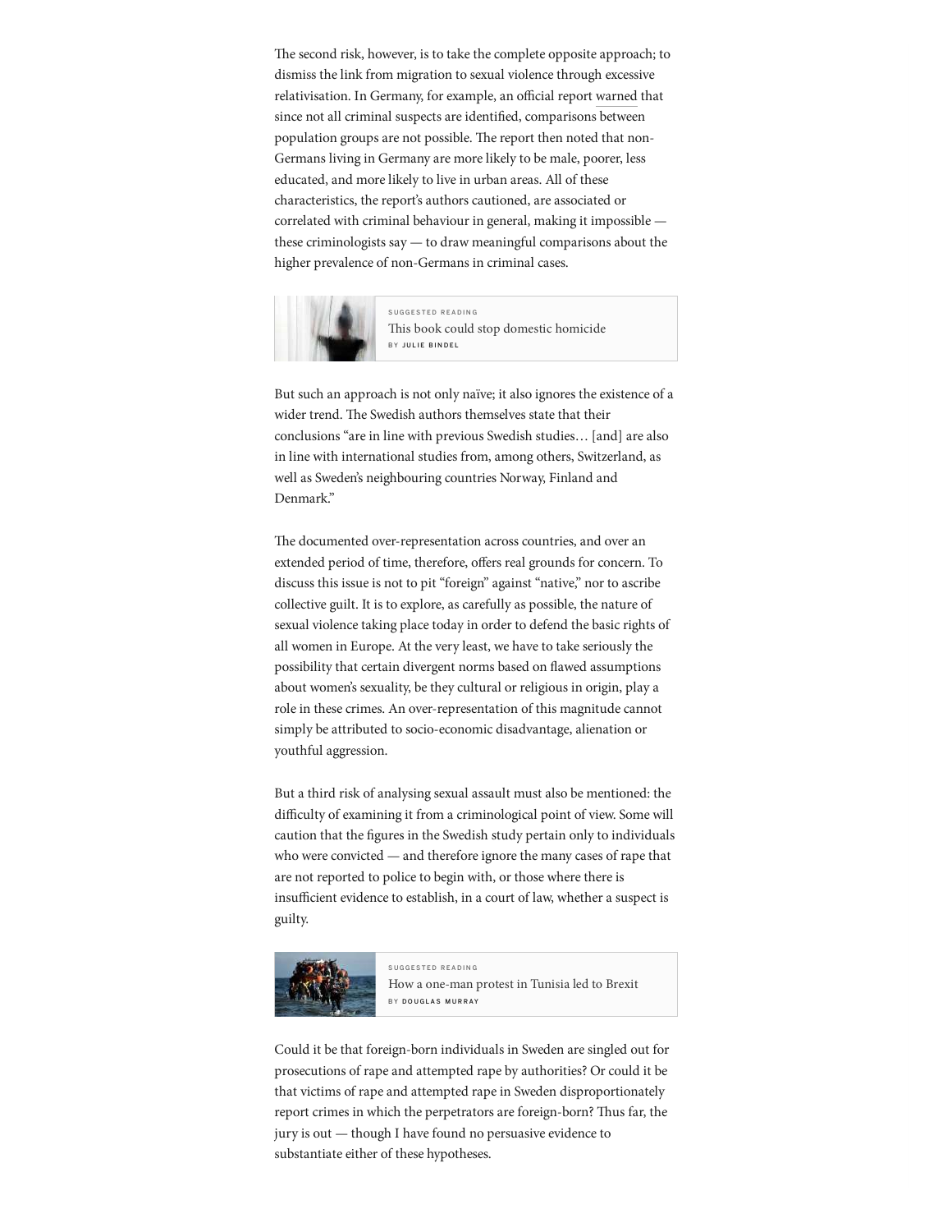The second risk, however, is to take the complete opposite approach; to dismiss the link from migration to sexual violence through excessive relativisation. In Germany, for example, an official report warned that since not all criminal suspects are identified, comparisons between population groups are not possible. The report then noted that non-Germans living in Germany are more likely to be male, poorer, less educated, and more likely to live in urban areas. All of these characteristics, the report's authors cautioned, are associated or correlated with criminal behaviour in general, making it impossible — these criminologists say — to draw meaningful comparisons about the higher prevalence of non-Germans in criminal cases.

SUGGESTED READING
This book could stop domestic homicide
BY JULIE BINDEL

But such an approach is not only naïve; it also ignores the existence of a wider trend. The Swedish authors themselves state that their conclusions "are in line with previous Swedish studies… [and] are also in line with international studies from, among others, Switzerland, as well as Sweden's neighbouring countries Norway, Finland and Denmark."

The documented over-representation across countries, and over an extended period of time, therefore, offers real grounds for concern. To discuss this issue is not to pit "foreign" against "native," nor to ascribe collective guilt. It is to explore, as carefully as possible, the nature of sexual violence taking place today in order to defend the basic rights of all women in Europe. At the very least, we have to take seriously the possibility that certain divergent norms based on flawed assumptions about women's sexuality, be they cultural or religious in origin, play a role in these crimes. An over-representation of this magnitude cannot simply be attributed to socio-economic disadvantage, alienation or youthful aggression.

But a third risk of analysing sexual assault must also be mentioned: the difficulty of examining it from a criminological point of view. Some will caution that the figures in the Swedish study pertain only to individuals who were convicted — and therefore ignore the many cases of rape that are not reported to police to begin with, or those where there is insufficient evidence to establish, in a court of law, whether a suspect is guilty.

SUGGESTED READING
How a one-man protest in Tunisia led to Brexit
BY DOUGLAS MURRAY

Could it be that foreign-born individuals in Sweden are singled out for prosecutions of rape and attempted rape by authorities? Or could it be that victims of rape and attempted rape in Sweden disproportionately report crimes in which the perpetrators are foreign-born? Thus far, the jury is out — though I have found no persuasive evidence to substantiate either of these hypotheses.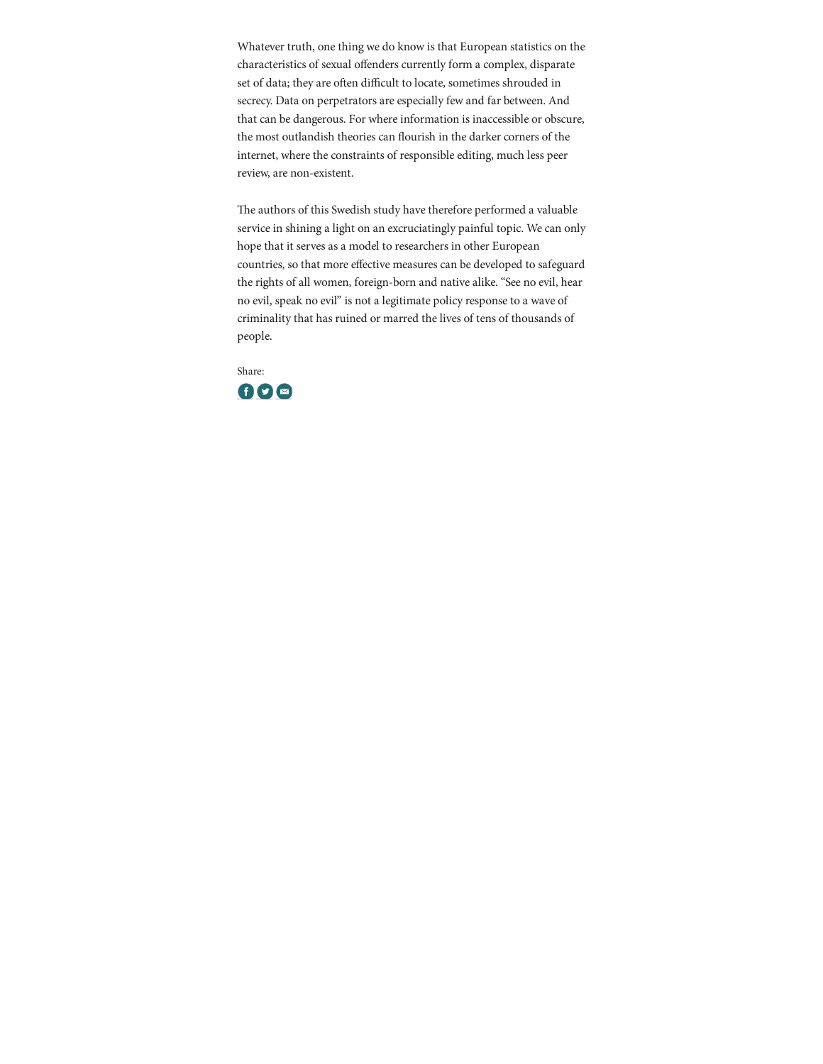Whatever truth, one thing we do know is that European statistics on the characteristics of sexual offenders currently form a complex, disparate set of data; they are often difficult to locate, sometimes shrouded in secrecy. Data on perpetrators are especially few and far between. And that can be dangerous. For where information is inaccessible or obscure, the most outlandish theories can flourish in the darker corners of the internet, where the constraints of responsible editing, much less peer review, are non-existent.

The authors of this Swedish study have therefore performed a valuable service in shining a light on an excruciatingly painful topic. We can only hope that it serves as a model to researchers in other European countries, so that more effective measures can be developed to safeguard the rights of all women, foreign-born and native alike. "See no evil, hear no evil, speak no evil" is not a legitimate policy response to a wave of criminality that has ruined or marred the lives of tens of thousands of people.

Share: